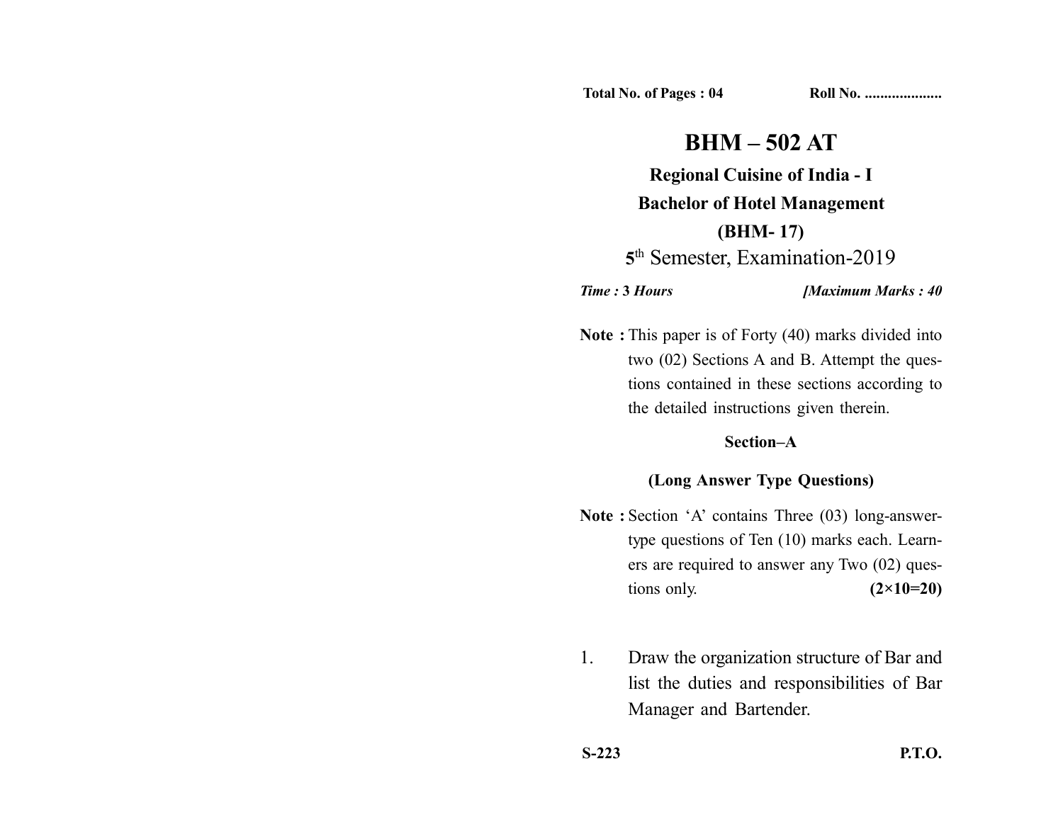Total No. of Pages : 04 Roll No. ...................

# BHM – 502 AT

## Regional Cuisine of India - I

## Bachelor of Hotel Management

## (BHM- 17)

## 5th Semester, Examination-2019

*Time : 3 Hours* *[Maximum Marks : 40*

**Note :** This paper is of Forty (40) marks divided into two (02) Sections A and B. Attempt the questions contained in these sections according to the detailed instructions given therein.

### Section–A

### (Long Answer Type Questions)

**Note :** Section 'A' contains Three (03) long-answer-type questions of Ten (10) marks each. Learners are required to answer any Two (02) questions only. **(2×10=20)**

1. Draw the organization structure of Bar and list the duties and responsibilities of Bar Manager and Bartender.

**S-223** **P.T.O.**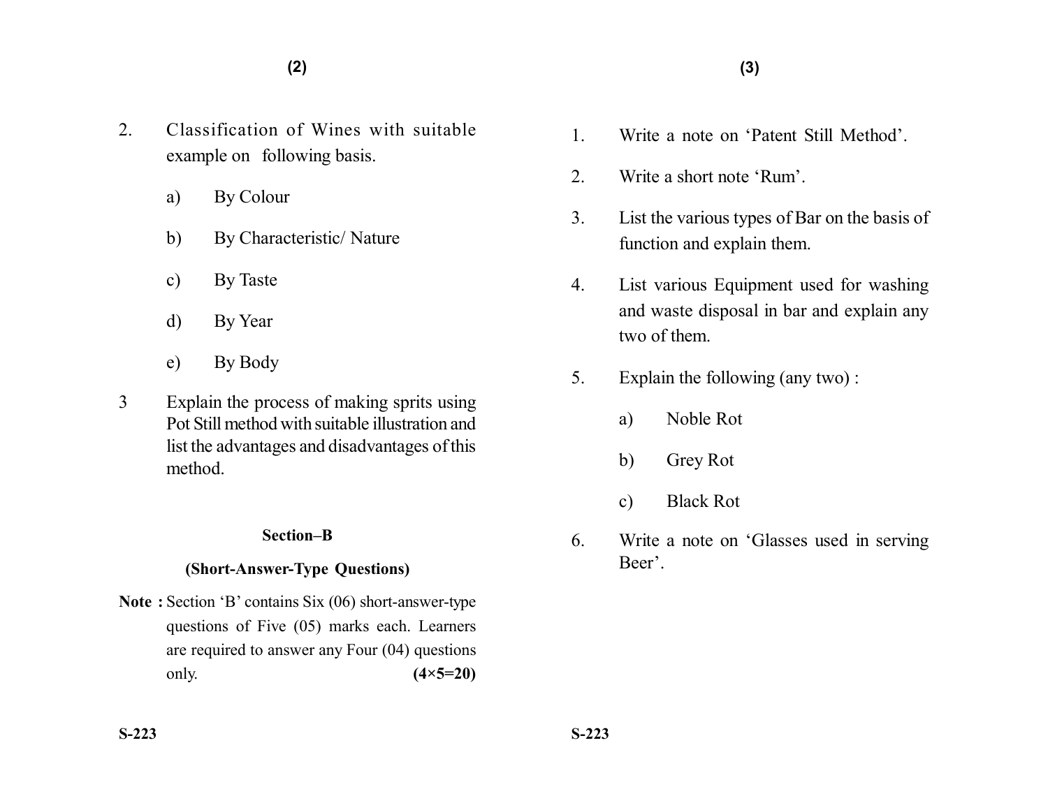2. Classification of Wines with suitable example on following basis.

   a) By Colour

   b) By Characteristic/ Nature

   c) By Taste

   d) By Year

   e) By Body

3 Explain the process of making sprits using Pot Still method with suitable illustration and list the advantages and disadvantages of this method.

**Section–B**

**(Short-Answer-Type Questions)**

**Note :** Section 'B' contains Six (06) short-answer-type questions of Five (05) marks each. Learners are required to answer any Four (04) questions only. **(4×5=20)**

1. Write a note on 'Patent Still Method'.

2. Write a short note 'Rum'.

3. List the various types of Bar on the basis of function and explain them.

4. List various Equipment used for washing and waste disposal in bar and explain any two of them.

5. Explain the following (any two) :

   a) Noble Rot

   b) Grey Rot

   c) Black Rot

6. Write a note on 'Glasses used in serving Beer'.